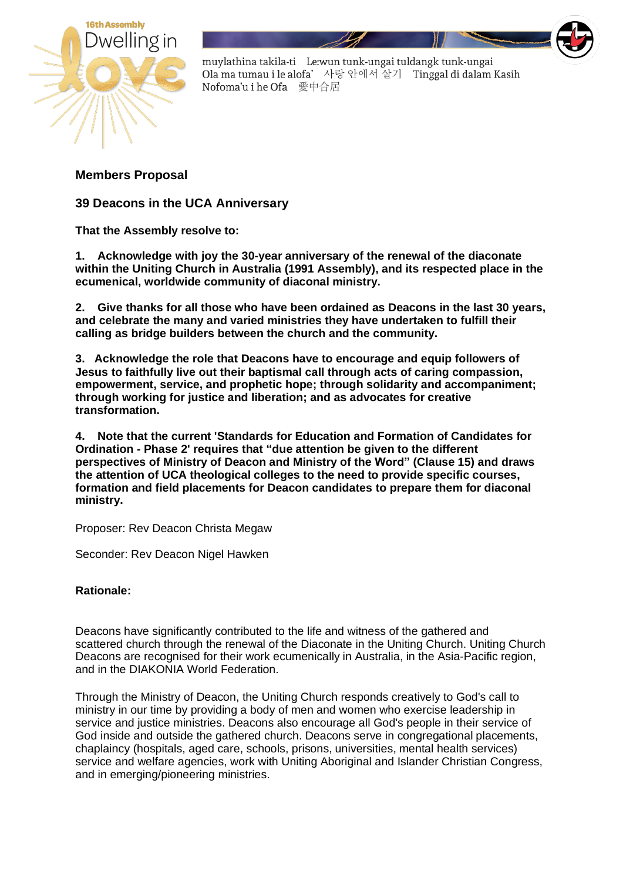16th Assembly Dwelling in Love

muylathina takila-ti Le:wun tunk-ungai tuldangk tunk-ungai Ola ma tumau i le alofa' 사랑 안에서 살기 Tinggal di dalam Kasih Nofoma'u i he Ofa 愛中合居

## Members Proposal

## 39 Deacons in the UCA Anniversary

**That the Assembly resolve to:**

**1. Acknowledge with joy the 30-year anniversary of the renewal of the diaconate within the Uniting Church in Australia (1991 Assembly), and its respected place in the ecumenical, worldwide community of diaconal ministry.**

**2. Give thanks for all those who have been ordained as Deacons in the last 30 years, and celebrate the many and varied ministries they have undertaken to fulfill their calling as bridge builders between the church and the community.**

**3. Acknowledge the role that Deacons have to encourage and equip followers of Jesus to faithfully live out their baptismal call through acts of caring compassion, empowerment, service, and prophetic hope; through solidarity and accompaniment; through working for justice and liberation; and as advocates for creative transformation.**

**4. Note that the current 'Standards for Education and Formation of Candidates for Ordination - Phase 2' requires that "due attention be given to the different perspectives of Ministry of Deacon and Ministry of the Word" (Clause 15) and draws the attention of UCA theological colleges to the need to provide specific courses, formation and field placements for Deacon candidates to prepare them for diaconal ministry.**

Proposer: Rev Deacon Christa Megaw

Seconder: Rev Deacon Nigel Hawken

**Rationale:**

Deacons have significantly contributed to the life and witness of the gathered and scattered church through the renewal of the Diaconate in the Uniting Church. Uniting Church Deacons are recognised for their work ecumenically in Australia, in the Asia-Pacific region, and in the DIAKONIA World Federation.

Through the Ministry of Deacon, the Uniting Church responds creatively to God's call to ministry in our time by providing a body of men and women who exercise leadership in service and justice ministries. Deacons also encourage all God's people in their service of God inside and outside the gathered church. Deacons serve in congregational placements, chaplaincy (hospitals, aged care, schools, prisons, universities, mental health services) service and welfare agencies, work with Uniting Aboriginal and Islander Christian Congress, and in emerging/pioneering ministries.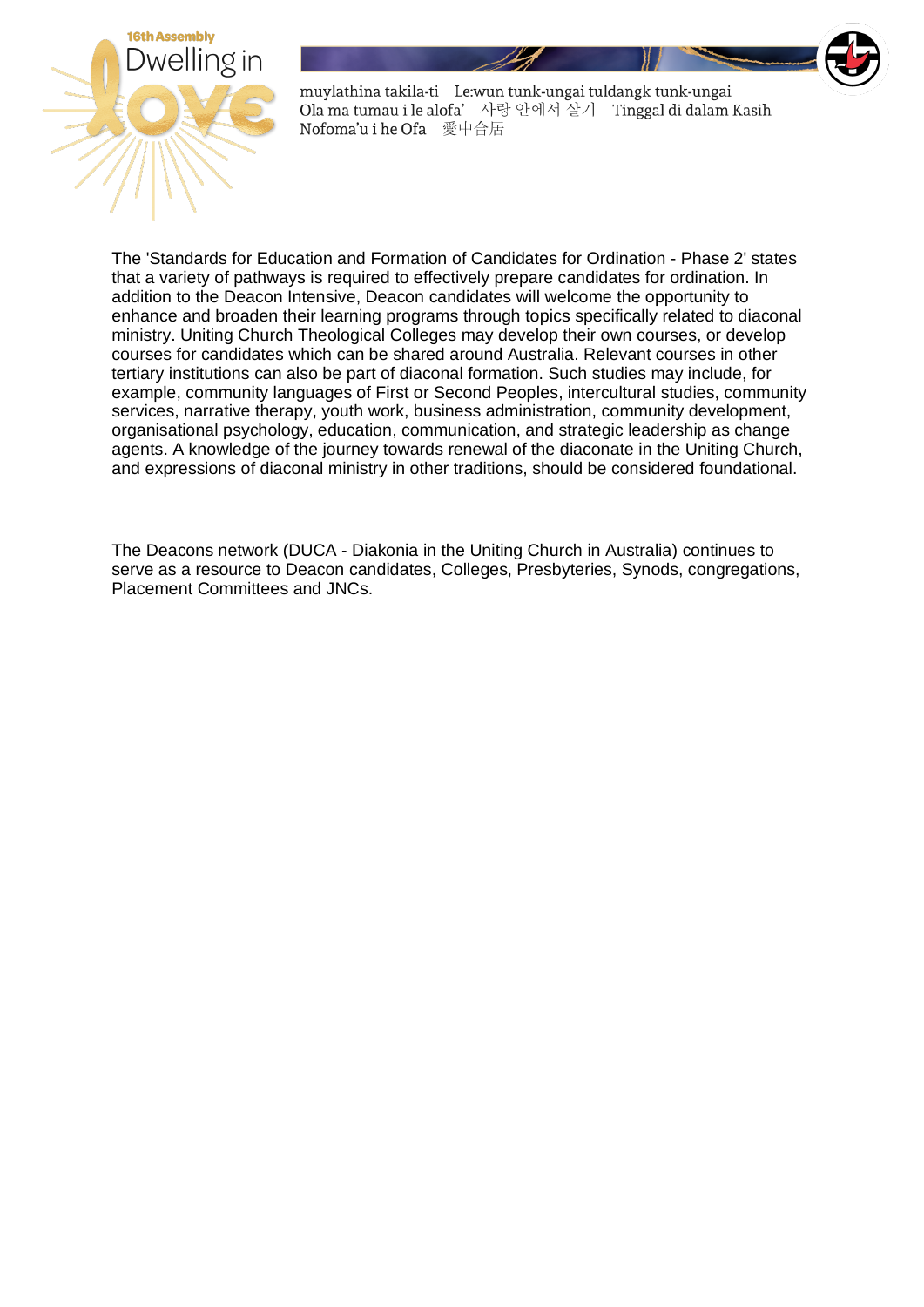The 'Standards for Education and Formation of Candidates for Ordination - Phase 2' states that a variety of pathways is required to effectively prepare candidates for ordination. In addition to the Deacon Intensive, Deacon candidates will welcome the opportunity to enhance and broaden their learning programs through topics specifically related to diaconal ministry. Uniting Church Theological Colleges may develop their own courses, or develop courses for candidates which can be shared around Australia. Relevant courses in other tertiary institutions can also be part of diaconal formation. Such studies may include, for example, community languages of First or Second Peoples, intercultural studies, community services, narrative therapy, youth work, business administration, community development, organisational psychology, education, communication, and strategic leadership as change agents. A knowledge of the journey towards renewal of the diaconate in the Uniting Church, and expressions of diaconal ministry in other traditions, should be considered foundational.

The Deacons network (DUCA - Diakonia in the Uniting Church in Australia) continues to serve as a resource to Deacon candidates, Colleges, Presbyteries, Synods, congregations, Placement Committees and JNCs.